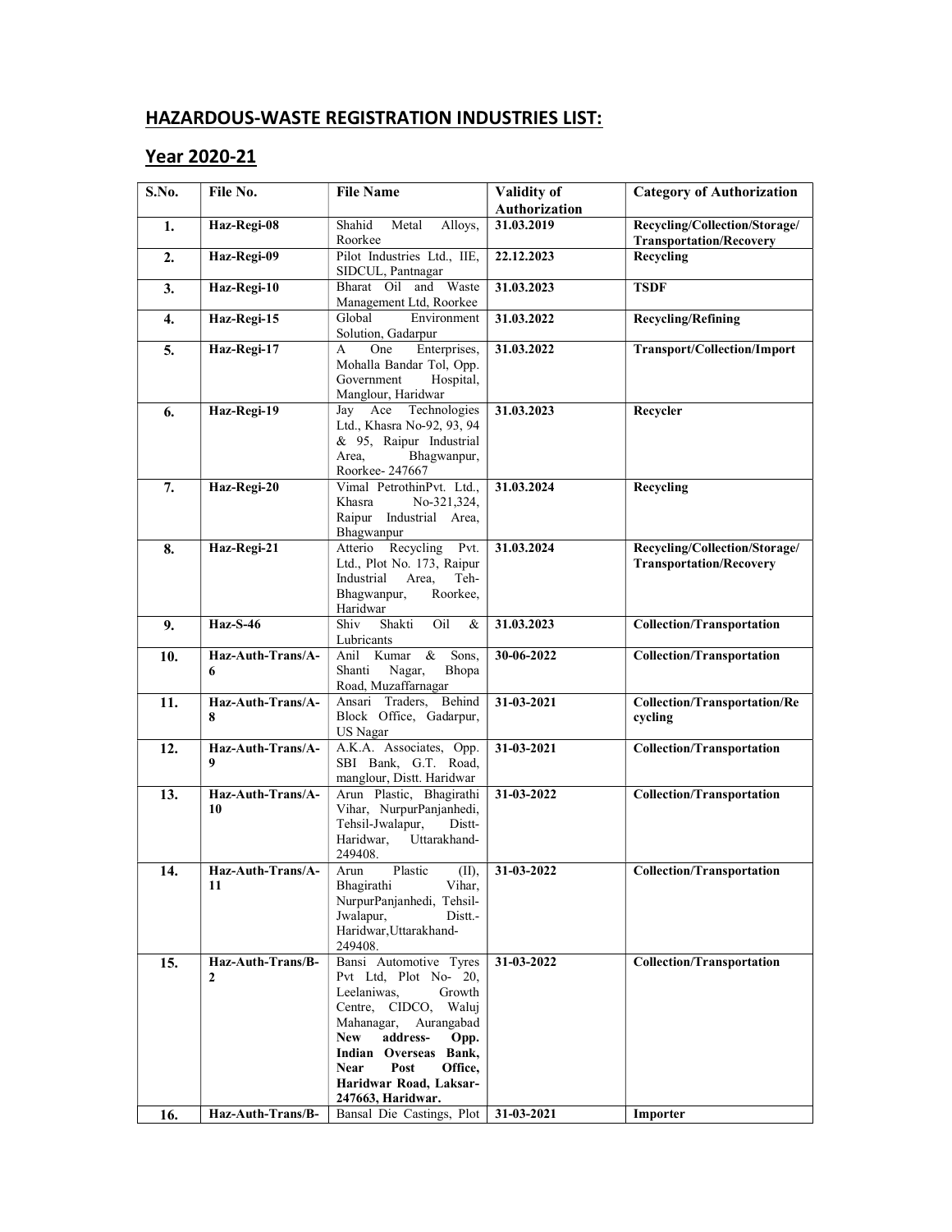## HAZARDOUS-WASTE REGISTRATION INDUSTRIES LIST:

## Year 2020-21

| S.No. | File No. | File Name | Validity of Authorization | Category of Authorization |
|---|---|---|---|---|
| 1. | Haz-Regi-08 | Shahid Metal Alloys, Roorkee | 31.03.2019 | Recycling/Collection/Storage/ Transportation/Recovery |
| 2. | Haz-Regi-09 | Pilot Industries Ltd., IIE, SIDCUL, Pantnagar | 22.12.2023 | Recycling |
| 3. | Haz-Regi-10 | Bharat Oil and Waste Management Ltd, Roorkee | 31.03.2023 | TSDF |
| 4. | Haz-Regi-15 | Global Environment Solution, Gadarpur | 31.03.2022 | Recycling/Refining |
| 5. | Haz-Regi-17 | A One Enterprises, Mohalla Bandar Tol, Opp. Government Hospital, Manglour, Haridwar | 31.03.2022 | Transport/Collection/Import |
| 6. | Haz-Regi-19 | Jay Ace Technologies Ltd., Khasra No-92, 93, 94 & 95, Raipur Industrial Area, Bhagwanpur, Roorkee- 247667 | 31.03.2023 | Recycler |
| 7. | Haz-Regi-20 | Vimal PetrothinPvt. Ltd., Khasra No-321,324, Raipur Industrial Area, Bhagwanpur | 31.03.2024 | Recycling |
| 8. | Haz-Regi-21 | Atterio Recycling Pvt. Ltd., Plot No. 173, Raipur Industrial Area, Teh-Bhagwanpur, Roorkee, Haridwar | 31.03.2024 | Recycling/Collection/Storage/ Transportation/Recovery |
| 9. | Haz-S-46 | Shiv Shakti Oil & Lubricants | 31.03.2023 | Collection/Transportation |
| 10. | Haz-Auth-Trans/A-6 | Anil Kumar & Sons, Shanti Nagar, Bhopa Road, Muzaffarnagar | 30-06-2022 | Collection/Transportation |
| 11. | Haz-Auth-Trans/A-8 | Ansari Traders, Behind Block Office, Gadarpur, US Nagar | 31-03-2021 | Collection/Transportation/Recycling |
| 12. | Haz-Auth-Trans/A-9 | A.K.A. Associates, Opp. SBI Bank, G.T. Road, manglour, Distt. Haridwar | 31-03-2021 | Collection/Transportation |
| 13. | Haz-Auth-Trans/A-10 | Arun Plastic, Bhagirathi Vihar, NurpurPanjanhedi, Tehsil-Jwalapur, Distt-Haridwar, Uttarakhand-249408. | 31-03-2022 | Collection/Transportation |
| 14. | Haz-Auth-Trans/A-11 | Arun Plastic (II), Bhagirathi Vihar, NurpurPanjanhedi, Tehsil-Jwalapur, Distt.-Haridwar,Uttarakhand-249408. | 31-03-2022 | Collection/Transportation |
| 15. | Haz-Auth-Trans/B-2 | Bansi Automotive Tyres Pvt Ltd, Plot No- 20, Leelaniwas, Growth Centre, CIDCO, Waluj Mahanagar, Aurangabad **New address- Opp. Indian Overseas Bank, Near Post Office, Haridwar Road, Laksar-247663, Haridwar.** | 31-03-2022 | Collection/Transportation |
| 16. | Haz-Auth-Trans/B- | Bansal Die Castings, Plot | 31-03-2021 | Importer |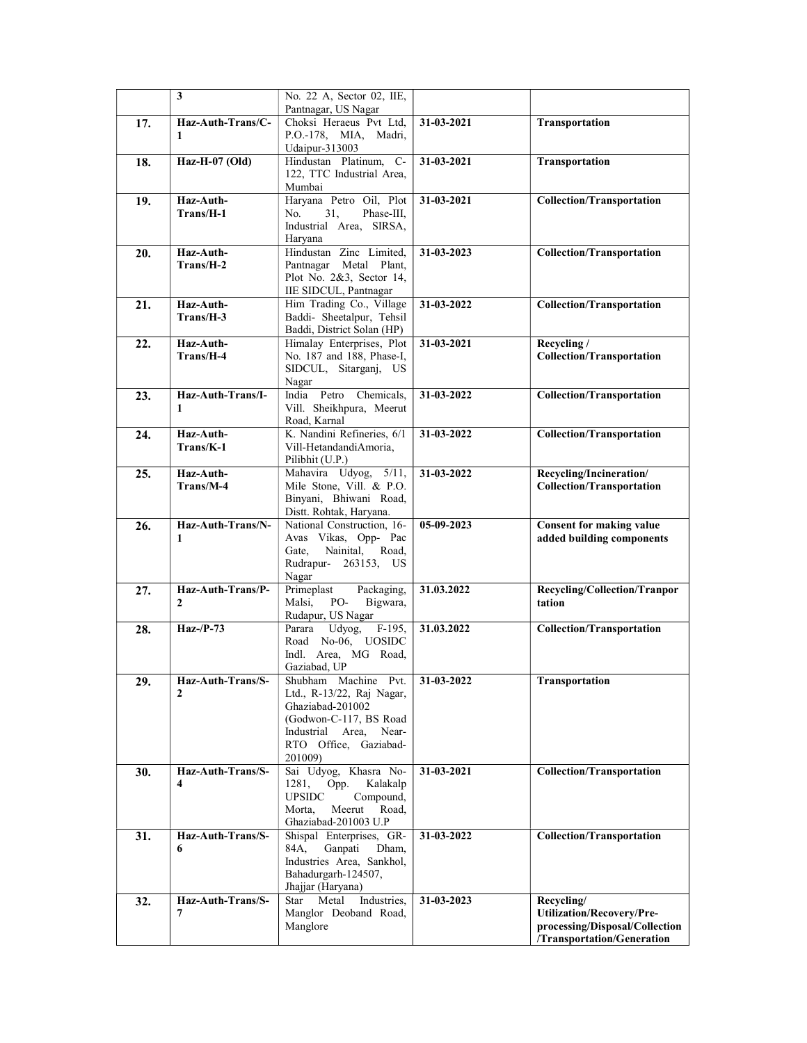| | | | | |
|---|---|---|---|---|
| | 3 | No. 22 A, Sector 02, IIE, Pantnagar, US Nagar | | |
| **17.** | **Haz-Auth-Trans/C-1** | Choksi Heraeus Pvt Ltd, P.O.-178, MIA, Madri, Udaipur-313003 | **31-03-2021** | **Transportation** |
| **18.** | **Haz-H-07 (Old)** | Hindustan Platinum, C-122, TTC Industrial Area, Mumbai | **31-03-2021** | **Transportation** |
| **19.** | **Haz-Auth-Trans/H-1** | Haryana Petro Oil, Plot No. 31, Phase-III, Industrial Area, SIRSA, Haryana | **31-03-2021** | **Collection/Transportation** |
| **20.** | **Haz-Auth-Trans/H-2** | Hindustan Zinc Limited, Pantnagar Metal Plant, Plot No. 2&3, Sector 14, IIE SIDCUL, Pantnagar | **31-03-2023** | **Collection/Transportation** |
| **21.** | **Haz-Auth-Trans/H-3** | Him Trading Co., Village Baddi- Sheetalpur, Tehsil Baddi, District Solan (HP) | **31-03-2022** | **Collection/Transportation** |
| **22.** | **Haz-Auth-Trans/H-4** | Himalay Enterprises, Plot No. 187 and 188, Phase-I, SIDCUL, Sitarganj, US Nagar | **31-03-2021** | **Recycling / Collection/Transportation** |
| **23.** | **Haz-Auth-Trans/I-1** | India Petro Chemicals, Vill. Sheikhpura, Meerut Road, Karnal | **31-03-2022** | **Collection/Transportation** |
| **24.** | **Haz-Auth-Trans/K-1** | K. Nandini Refineries, 6/1 Vill-HetandandiAmoria, Pilibhit (U.P.) | **31-03-2022** | **Collection/Transportation** |
| **25.** | **Haz-Auth-Trans/M-4** | Mahavira Udyog, 5/11, Mile Stone, Vill. & P.O. Binyani, Bhiwani Road, Distt. Rohtak, Haryana. | **31-03-2022** | **Recycling/Incineration/ Collection/Transportation** |
| **26.** | **Haz-Auth-Trans/N-1** | National Construction, 16-Avas Vikas, Opp- Pac Gate, Nainital, Road, Rudrapur- 263153, US Nagar | **05-09-2023** | **Consent for making value added building components** |
| **27.** | **Haz-Auth-Trans/P-2** | Primeplast Packaging, Malsi, PO- Bigwara, Rudapur, US Nagar | **31.03.2022** | **Recycling/Collection/Tranportation** |
| **28.** | **Haz-/P-73** | Parara Udyog, F-195, Road No-06, UOSIDC Indl. Area, MG Road, Gaziabad, UP | **31.03.2022** | **Collection/Transportation** |
| **29.** | **Haz-Auth-Trans/S-2** | Shubham Machine Pvt. Ltd., R-13/22, Raj Nagar, Ghaziabad-201002 (Godwon-C-117, BS Road Industrial Area, Near-RTO Office, Gaziabad-201009) | **31-03-2022** | **Transportation** |
| **30.** | **Haz-Auth-Trans/S-4** | Sai Udyog, Khasra No-1281, Opp. Kalakalp UPSIDC Compound, Morta, Meerut Road, Ghaziabad-201003 U.P | **31-03-2021** | **Collection/Transportation** |
| **31.** | **Haz-Auth-Trans/S-6** | Shispal Enterprises, GR-84A, Ganpati Dham, Industries Area, Sankhol, Bahadurgarh-124507, Jhajjar (Haryana) | **31-03-2022** | **Collection/Transportation** |
| **32.** | **Haz-Auth-Trans/S-7** | Star Metal Industries, Manglor Deoband Road, Manglore | **31-03-2023** | **Recycling/ Utilization/Recovery/Pre-processing/Disposal/Collection /Transportation/Generation** |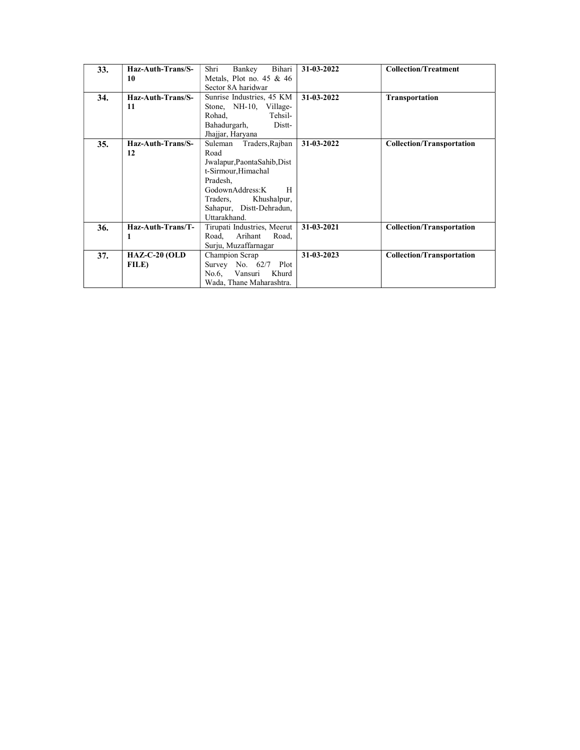| | | | | |
|---|---|---|---|---|
| **33.** | **Haz-Auth-Trans/S-10** | Shri Bankey Bihari Metals, Plot no. 45 & 46 Sector 8A haridwar | **31-03-2022** | **Collection/Treatment** |
| **34.** | **Haz-Auth-Trans/S-11** | Sunrise Industries, 45 KM Stone, NH-10, Village-Rohad, Tehsil-Bahadurgarh, Distt-Jhajjar, Haryana | **31-03-2022** | **Transportation** |
| **35.** | **Haz-Auth-Trans/S-12** | Suleman Traders,Rajban Road Jwalapur,PaontaSahib,Distt-Sirmour,Himachal Pradesh, GodownAddress:K H Traders, Khushalpur, Sahapur, Distt-Dehradun, Uttarakhand. | **31-03-2022** | **Collection/Transportation** |
| **36.** | **Haz-Auth-Trans/T-1** | Tirupati Industries, Meerut Road, Arihant Road, Surju, Muzaffarnagar | **31-03-2021** | **Collection/Transportation** |
| **37.** | **HAZ-C-20 (OLD FILE)** | Champion Scrap Survey No. 62/7 Plot No.6, Vansuri Khurd Wada, Thane Maharashtra. | **31-03-2023** | **Collection/Transportation** |